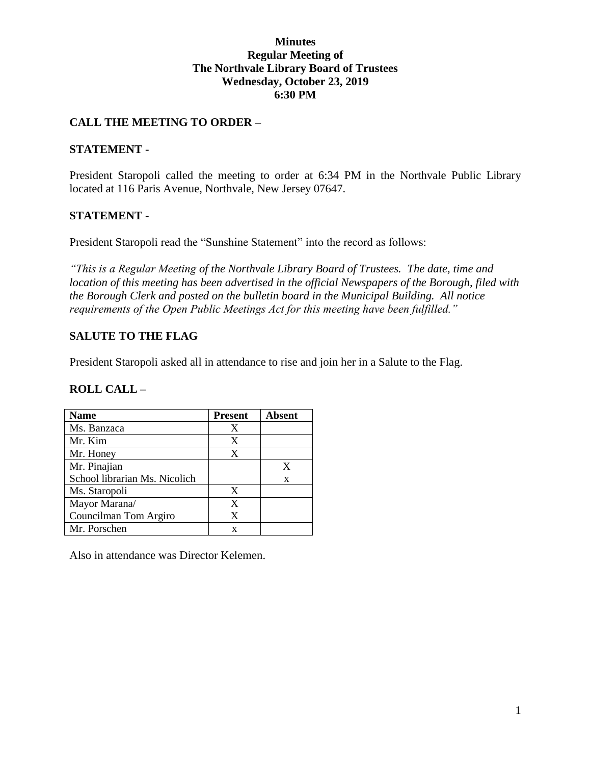**Minutes**
**Regular Meeting of**
**The Northvale Library Board of Trustees**
**Wednesday, October 23, 2019**
**6:30 PM**

## CALL THE MEETING TO ORDER –

## STATEMENT -

President Staropoli called the meeting to order at 6:34 PM in the Northvale Public Library located at 116 Paris Avenue, Northvale, New Jersey 07647.

## STATEMENT -

President Staropoli read the "Sunshine Statement" into the record as follows:

*"This is a Regular Meeting of the Northvale Library Board of Trustees. The date, time and location of this meeting has been advertised in the official Newspapers of the Borough, filed with the Borough Clerk and posted on the bulletin board in the Municipal Building. All notice requirements of the Open Public Meetings Act for this meeting have been fulfilled."*

## SALUTE TO THE FLAG

President Staropoli asked all in attendance to rise and join her in a Salute to the Flag.

## ROLL CALL –

| Name | Present | Absent |
|---|---|---|
| Ms. Banzaca | X | |
| Mr. Kim | X | |
| Mr. Honey | X | |
| Mr. Pinajian | | X |
| School librarian Ms. Nicolich | | x |
| Ms. Staropoli | X | |
| Mayor Marana/ | X | |
| Councilman Tom Argiro | X | |
| Mr. Porschen | x | |

Also in attendance was Director Kelemen.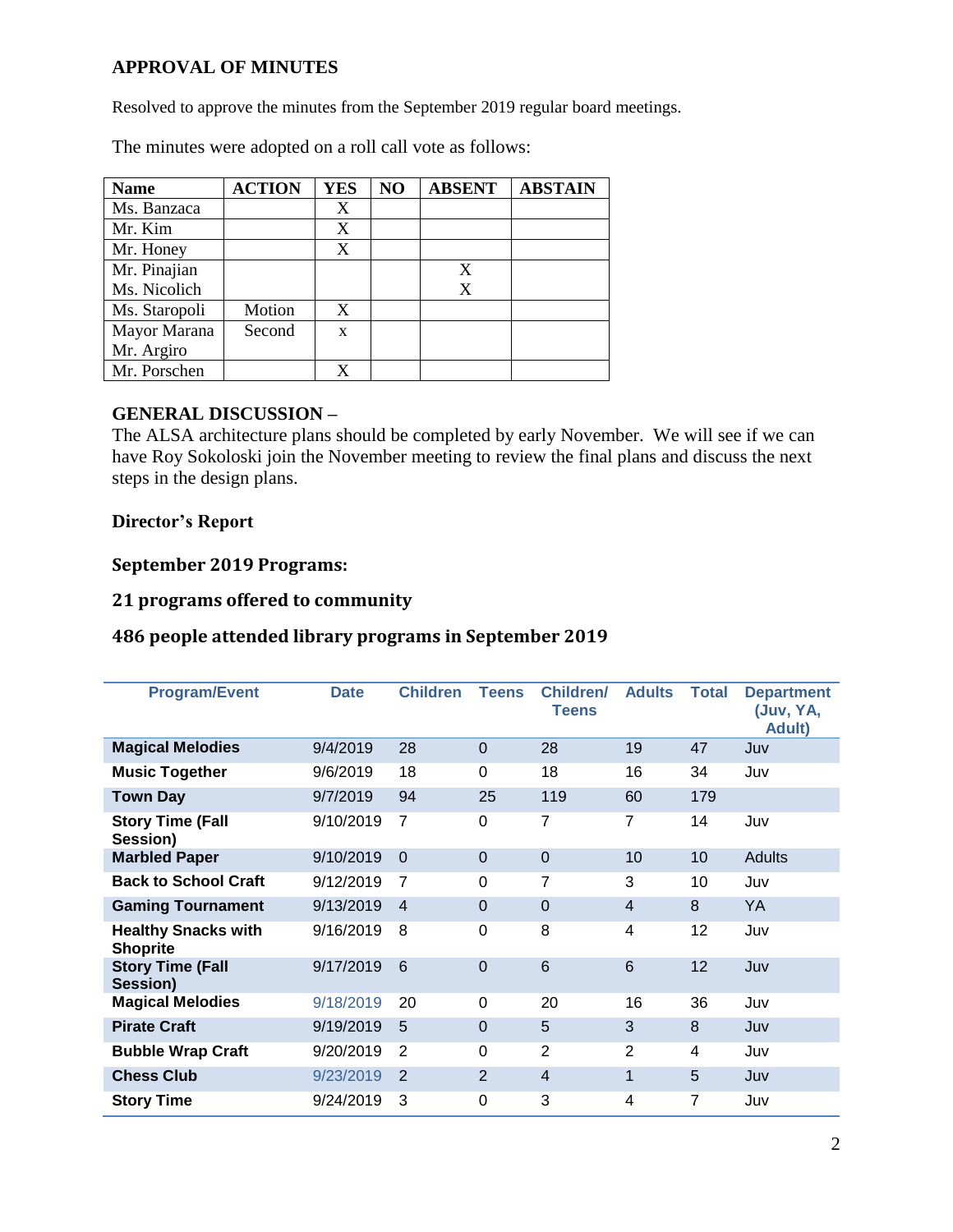## APPROVAL OF MINUTES

Resolved to approve the minutes from the September 2019 regular board meetings.

The minutes were adopted on a roll call vote as follows:

| Name | ACTION | YES | NO | ABSENT | ABSTAIN |
|---|---|---|---|---|---|
| Ms. Banzaca | | X | | | |
| Mr. Kim | | X | | | |
| Mr. Honey | | X | | | |
| Mr. Pinajian | | | | X | |
| Ms. Nicolich | | | | X | |
| Ms. Staropoli | Motion | X | | | |
| Mayor Marana | Second | x | | | |
| Mr. Argiro | | | | | |
| Mr. Porschen | | X | | | |

## GENERAL DISCUSSION –

The ALSA architecture plans should be completed by early November. We will see if we can have Roy Sokoloski join the November meeting to review the final plans and discuss the next steps in the design plans.

### Director's Report

### September 2019 Programs:

### 21 programs offered to community

### 486 people attended library programs in September 2019

| Program/Event | Date | Children | Teens | Children/ Teens | Adults | Total | Department (Juv, YA, Adult) |
|---|---|---|---|---|---|---|---|
| **Magical Melodies** | 9/4/2019 | 28 | 0 | 28 | 19 | 47 | Juv |
| **Music Together** | 9/6/2019 | 18 | 0 | 18 | 16 | 34 | Juv |
| **Town Day** | 9/7/2019 | 94 | 25 | 119 | 60 | 179 | |
| **Story Time (Fall Session)** | 9/10/2019 | 7 | 0 | 7 | 7 | 14 | Juv |
| **Marbled Paper** | 9/10/2019 | 0 | 0 | 0 | 10 | 10 | Adults |
| **Back to School Craft** | 9/12/2019 | 7 | 0 | 7 | 3 | 10 | Juv |
| **Gaming Tournament** | 9/13/2019 | 4 | 0 | 0 | 4 | 8 | YA |
| **Healthy Snacks with Shoprite** | 9/16/2019 | 8 | 0 | 8 | 4 | 12 | Juv |
| **Story Time (Fall Session)** | 9/17/2019 | 6 | 0 | 6 | 6 | 12 | Juv |
| **Magical Melodies** | 9/18/2019 | 20 | 0 | 20 | 16 | 36 | Juv |
| **Pirate Craft** | 9/19/2019 | 5 | 0 | 5 | 3 | 8 | Juv |
| **Bubble Wrap Craft** | 9/20/2019 | 2 | 0 | 2 | 2 | 4 | Juv |
| **Chess Club** | 9/23/2019 | 2 | 2 | 4 | 1 | 5 | Juv |
| **Story Time** | 9/24/2019 | 3 | 0 | 3 | 4 | 7 | Juv |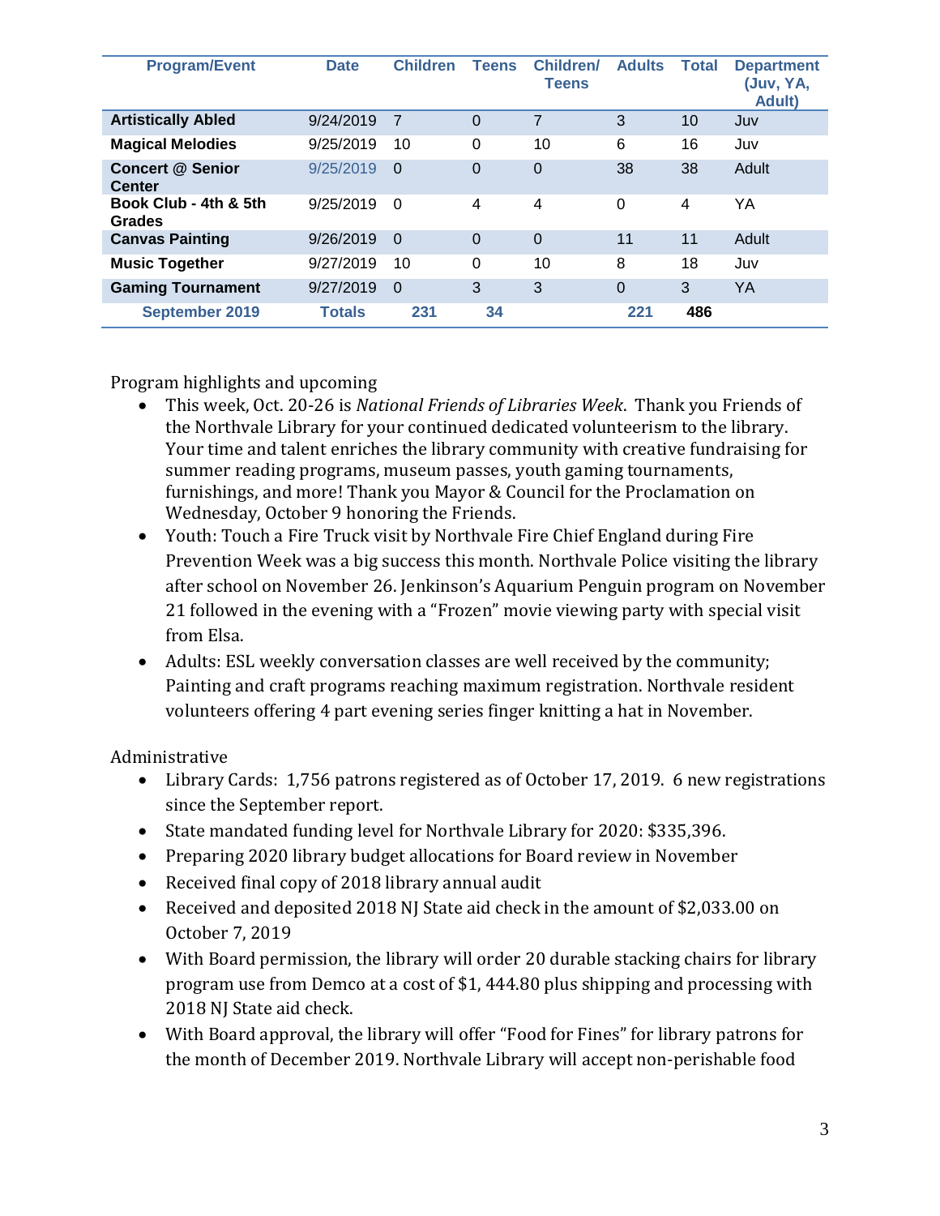| Program/Event | Date | Children | Teens | Children/ Teens | Adults | Total | Department (Juv, YA, Adult) |
|---|---|---|---|---|---|---|---|
| **Artistically Abled** | 9/24/2019 | 7 | 0 | 7 | 3 | 10 | Juv |
| **Magical Melodies** | 9/25/2019 | 10 | 0 | 10 | 6 | 16 | Juv |
| **Concert @ Senior Center** | 9/25/2019 | 0 | 0 | 0 | 38 | 38 | Adult |
| **Book Club - 4th & 5th Grades** | 9/25/2019 | 0 | 4 | 4 | 0 | 4 | YA |
| **Canvas Painting** | 9/26/2019 | 0 | 0 | 0 | 11 | 11 | Adult |
| **Music Together** | 9/27/2019 | 10 | 0 | 10 | 8 | 18 | Juv |
| **Gaming Tournament** | 9/27/2019 | 0 | 3 | 3 | 0 | 3 | YA |
| **September 2019** | **Totals** | **231** | **34** | | **221** | **486** | |

Program highlights and upcoming

- This week, Oct. 20-26 is *National Friends of Libraries Week*. Thank you Friends of the Northvale Library for your continued dedicated volunteerism to the library. Your time and talent enriches the library community with creative fundraising for summer reading programs, museum passes, youth gaming tournaments, furnishings, and more! Thank you Mayor & Council for the Proclamation on Wednesday, October 9 honoring the Friends.
- Youth: Touch a Fire Truck visit by Northvale Fire Chief England during Fire Prevention Week was a big success this month. Northvale Police visiting the library after school on November 26. Jenkinson's Aquarium Penguin program on November 21 followed in the evening with a "Frozen" movie viewing party with special visit from Elsa.
- Adults: ESL weekly conversation classes are well received by the community; Painting and craft programs reaching maximum registration. Northvale resident volunteers offering 4 part evening series finger knitting a hat in November.

Administrative

- Library Cards: 1,756 patrons registered as of October 17, 2019. 6 new registrations since the September report.
- State mandated funding level for Northvale Library for 2020: $335,396.
- Preparing 2020 library budget allocations for Board review in November
- Received final copy of 2018 library annual audit
- Received and deposited 2018 NJ State aid check in the amount of $2,033.00 on October 7, 2019
- With Board permission, the library will order 20 durable stacking chairs for library program use from Demco at a cost of $1, 444.80 plus shipping and processing with 2018 NJ State aid check.
- With Board approval, the library will offer "Food for Fines" for library patrons for the month of December 2019. Northvale Library will accept non-perishable food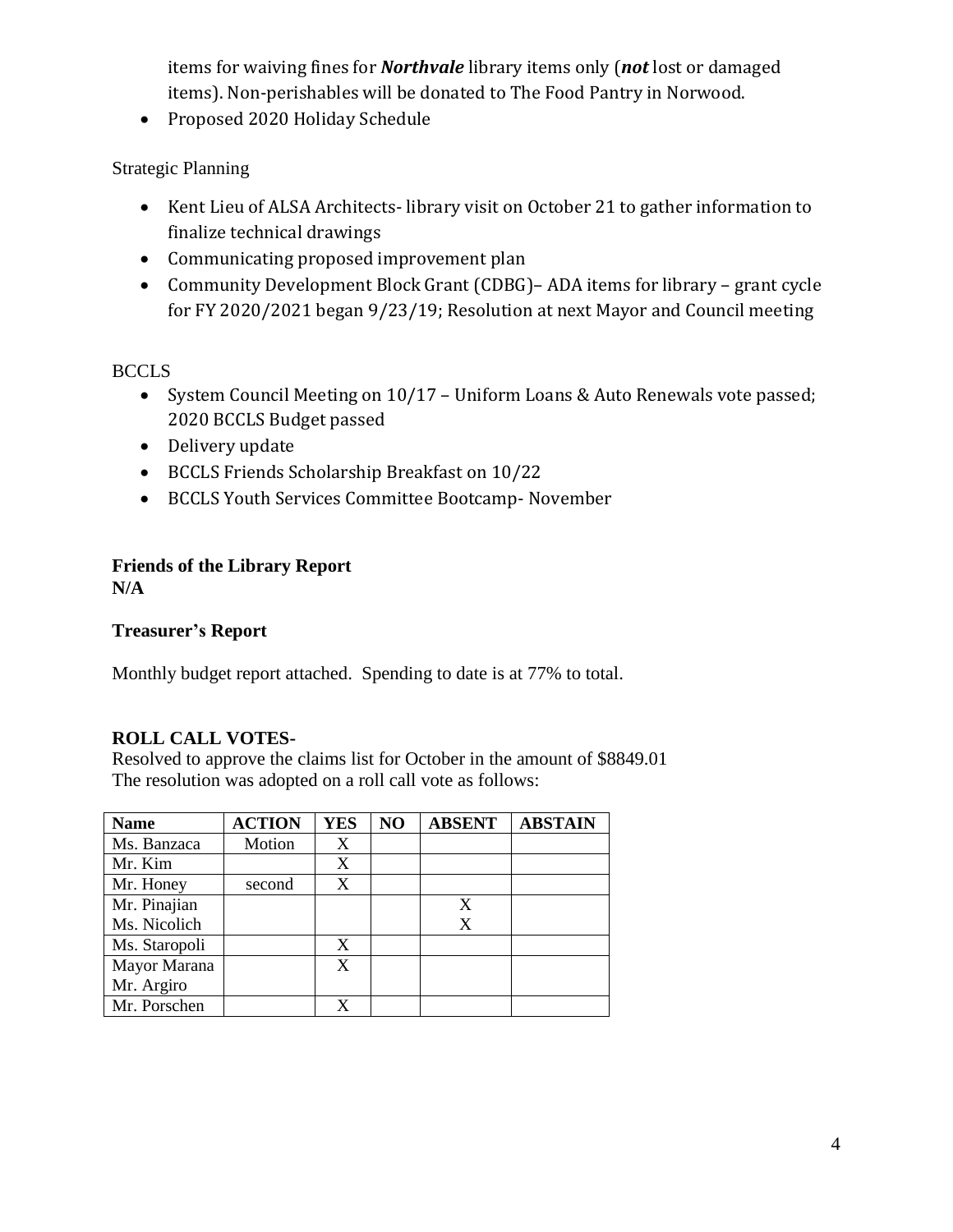items for waiving fines for ***Northvale*** library items only (***not*** lost or damaged items). Non-perishables will be donated to The Food Pantry in Norwood.

- Proposed 2020 Holiday Schedule

Strategic Planning

- Kent Lieu of ALSA Architects- library visit on October 21 to gather information to finalize technical drawings
- Communicating proposed improvement plan
- Community Development Block Grant (CDBG)– ADA items for library – grant cycle for FY 2020/2021 began 9/23/19; Resolution at next Mayor and Council meeting

BCCLS

- System Council Meeting on 10/17 – Uniform Loans & Auto Renewals vote passed; 2020 BCCLS Budget passed
- Delivery update
- BCCLS Friends Scholarship Breakfast on 10/22
- BCCLS Youth Services Committee Bootcamp- November

**Friends of the Library Report**
**N/A**

**Treasurer's Report**

Monthly budget report attached. Spending to date is at 77% to total.

**ROLL CALL VOTES-**
Resolved to approve the claims list for October in the amount of $8849.01
The resolution was adopted on a roll call vote as follows:

| Name | ACTION | YES | NO | ABSENT | ABSTAIN |
|---|---|---|---|---|---|
| Ms. Banzaca | Motion | X | | | |
| Mr. Kim | | X | | | |
| Mr. Honey | second | X | | | |
| Mr. Pinajian | | | | X | |
| Ms. Nicolich | | | | X | |
| Ms. Staropoli | | X | | | |
| Mayor Marana | | X | | | |
| Mr. Argiro | | | | | |
| Mr. Porschen | | X | | | |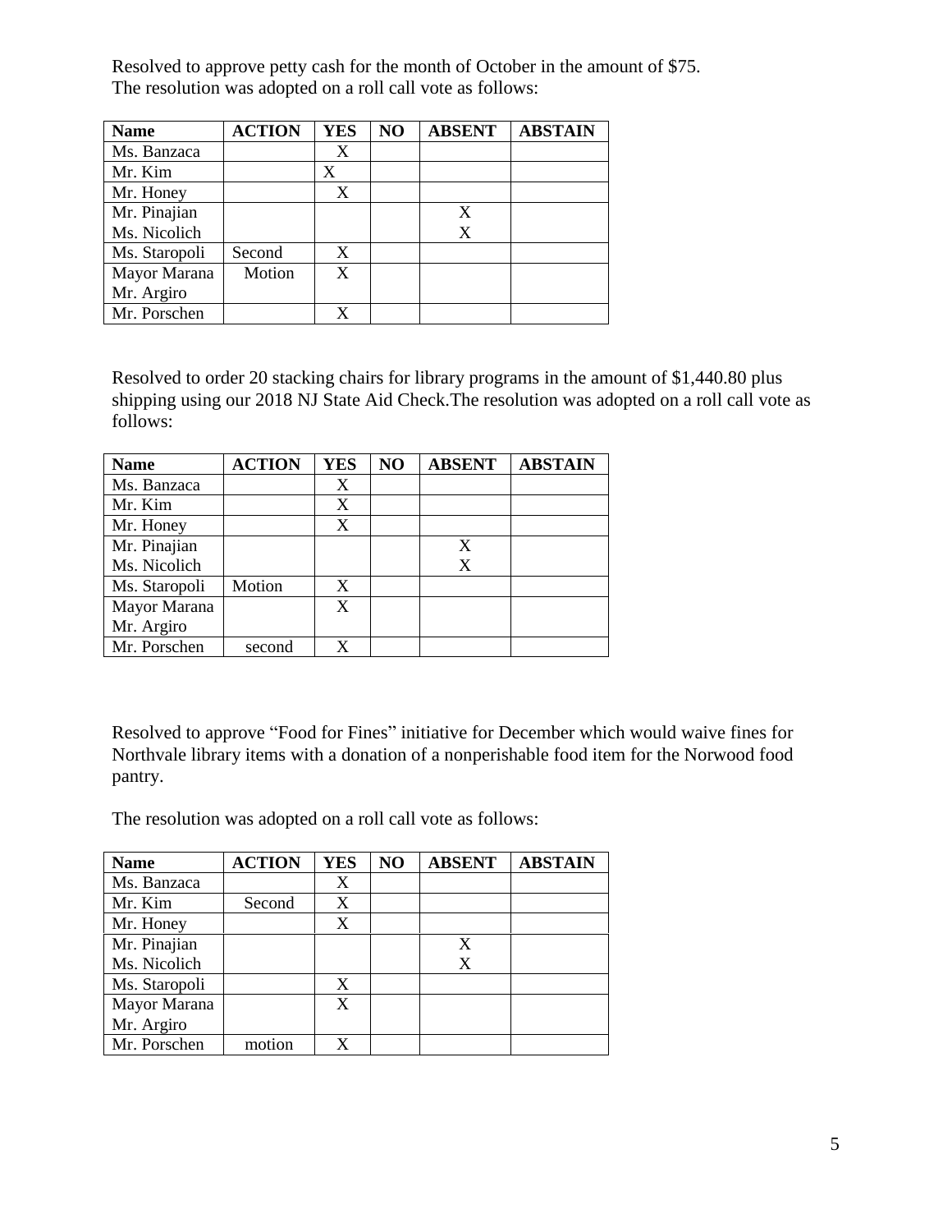Resolved to approve petty cash for the month of October in the amount of $75.
The resolution was adopted on a roll call vote as follows:

| Name | ACTION | YES | NO | ABSENT | ABSTAIN |
|---|---|---|---|---|---|
| Ms. Banzaca | | X | | | |
| Mr. Kim | | X | | | |
| Mr. Honey | | X | | | |
| Mr. Pinajian<br>Ms. Nicolich | | | | X<br>X | |
| Ms. Staropoli | Second | X | | | |
| Mayor Marana<br>Mr. Argiro | Motion | X | | | |
| Mr. Porschen | | X | | | |

Resolved to order 20 stacking chairs for library programs in the amount of $1,440.80 plus shipping using our 2018 NJ State Aid Check.The resolution was adopted on a roll call vote as follows:

| Name | ACTION | YES | NO | ABSENT | ABSTAIN |
|---|---|---|---|---|---|
| Ms. Banzaca | | X | | | |
| Mr. Kim | | X | | | |
| Mr. Honey | | X | | | |
| Mr. Pinajian<br>Ms. Nicolich | | | | X<br>X | |
| Ms. Staropoli | Motion | X | | | |
| Mayor Marana<br>Mr. Argiro | | X | | | |
| Mr. Porschen | second | X | | | |

Resolved to approve "Food for Fines" initiative for December which would waive fines for Northvale library items with a donation of a nonperishable food item for the Norwood food pantry.

The resolution was adopted on a roll call vote as follows:

| Name | ACTION | YES | NO | ABSENT | ABSTAIN |
|---|---|---|---|---|---|
| Ms. Banzaca | | X | | | |
| Mr. Kim | Second | X | | | |
| Mr. Honey | | X | | | |
| Mr. Pinajian<br>Ms. Nicolich | | | | X<br>X | |
| Ms. Staropoli | | X | | | |
| Mayor Marana<br>Mr. Argiro | | X | | | |
| Mr. Porschen | motion | X | | | |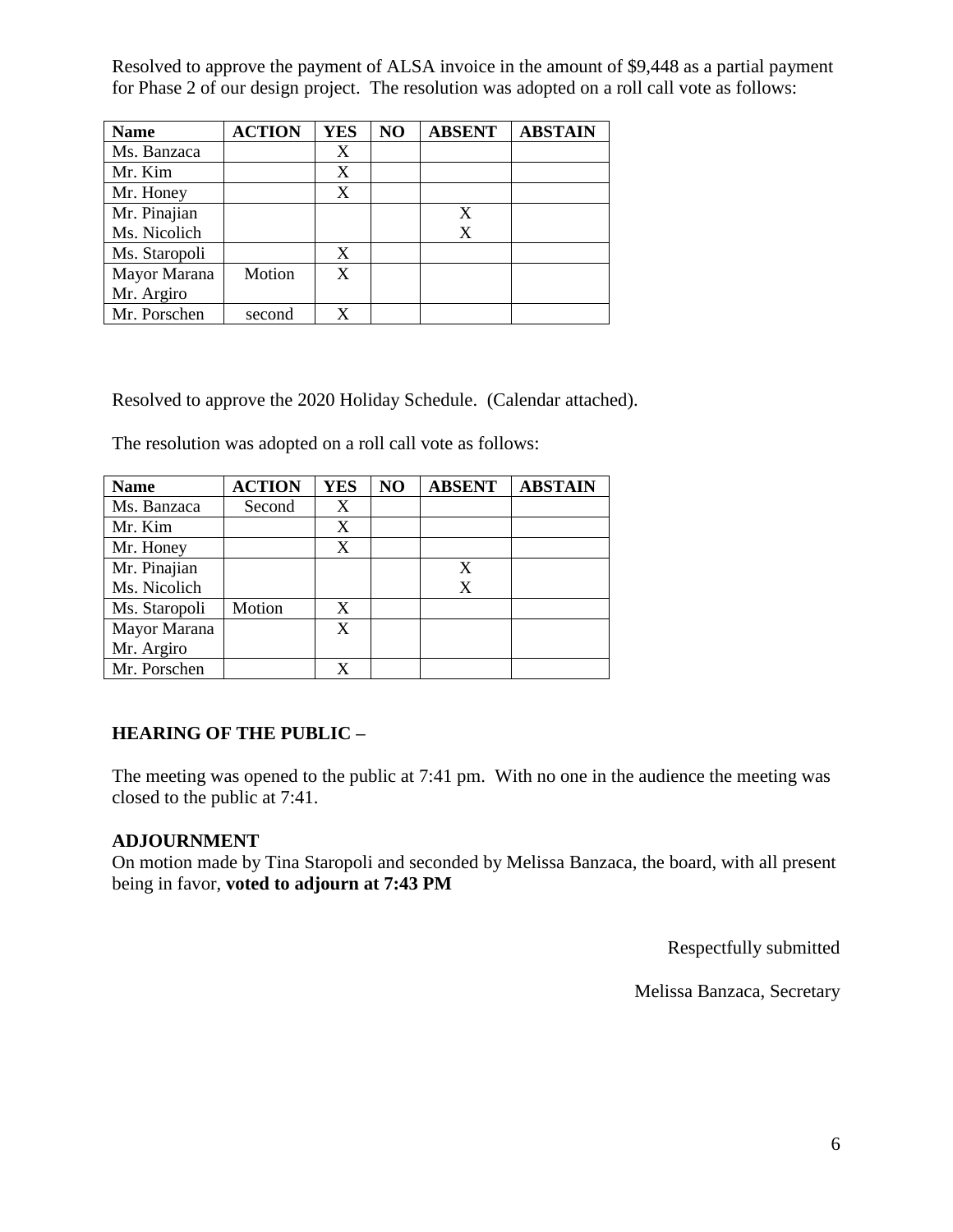Resolved to approve the payment of ALSA invoice in the amount of $9,448 as a partial payment for Phase 2 of our design project. The resolution was adopted on a roll call vote as follows:

| Name | ACTION | YES | NO | ABSENT | ABSTAIN |
|---|---|---|---|---|---|
| Ms. Banzaca | | X | | | |
| Mr. Kim | | X | | | |
| Mr. Honey | | X | | | |
| Mr. Pinajian | | | | X | |
| Ms. Nicolich | | | | X | |
| Ms. Staropoli | | X | | | |
| Mayor Marana | Motion | X | | | |
| Mr. Argiro | | | | | |
| Mr. Porschen | second | X | | | |

Resolved to approve the 2020 Holiday Schedule. (Calendar attached).

The resolution was adopted on a roll call vote as follows:

| Name | ACTION | YES | NO | ABSENT | ABSTAIN |
|---|---|---|---|---|---|
| Ms. Banzaca | Second | X | | | |
| Mr. Kim | | X | | | |
| Mr. Honey | | X | | | |
| Mr. Pinajian | | | | X | |
| Ms. Nicolich | | | | X | |
| Ms. Staropoli | Motion | X | | | |
| Mayor Marana | | X | | | |
| Mr. Argiro | | | | | |
| Mr. Porschen | | X | | | |

**HEARING OF THE PUBLIC –**

The meeting was opened to the public at 7:41 pm. With no one in the audience the meeting was closed to the public at 7:41.

**ADJOURNMENT**

On motion made by Tina Staropoli and seconded by Melissa Banzaca, the board, with all present being in favor, **voted to adjourn at 7:43 PM**

Respectfully submitted

Melissa Banzaca, Secretary